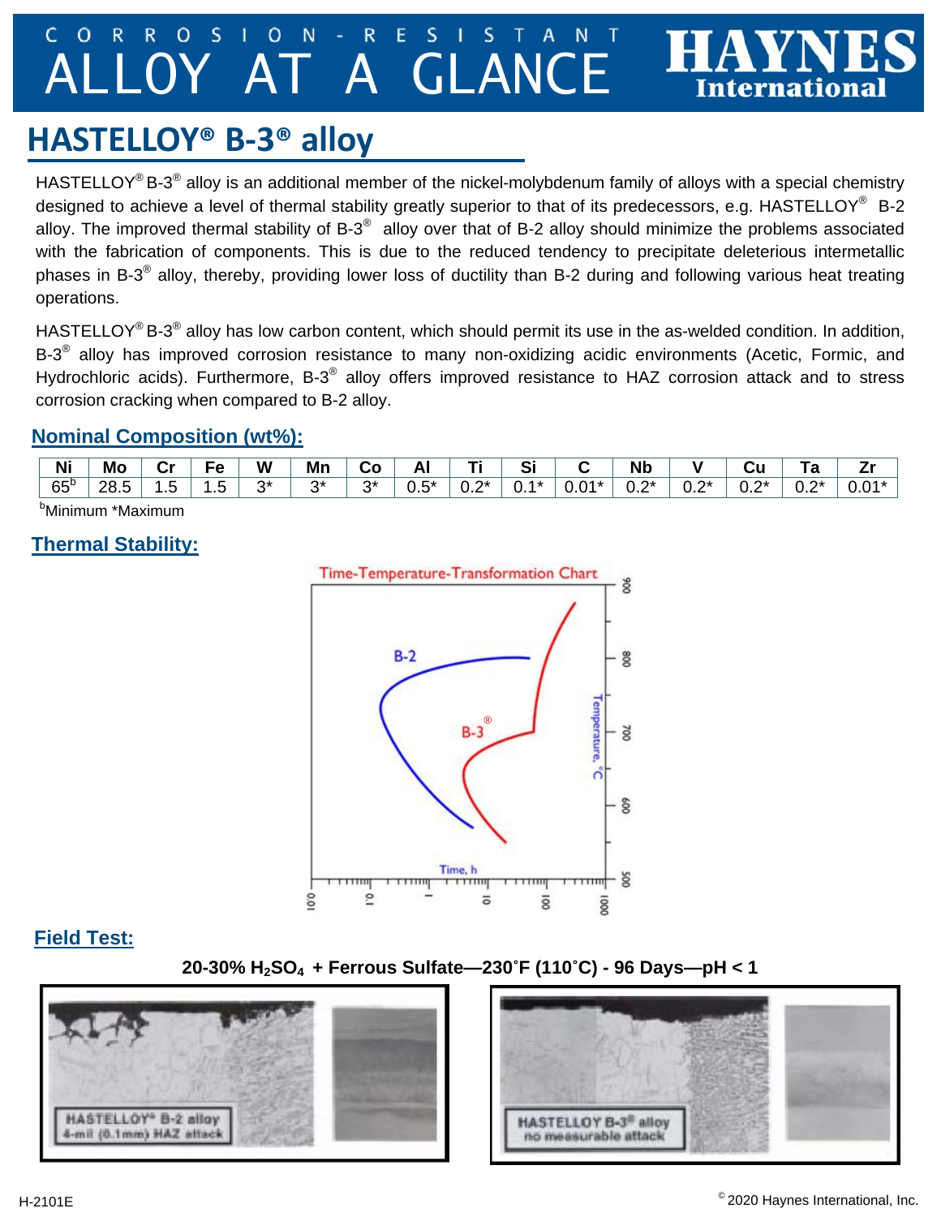# CORROSION-RESISTANT ALLOY AT A GLANCE

## HASTELLOY® B-3® alloy

HASTELLOY® B-3® alloy is an additional member of the nickel-molybdenum family of alloys with a special chemistry designed to achieve a level of thermal stability greatly superior to that of its predecessors, e.g. HASTELLOY® B-2 alloy. The improved thermal stability of B-3® alloy over that of B-2 alloy should minimize the problems associated with the fabrication of components. This is due to the reduced tendency to precipitate deleterious intermetallic phases in B-3® alloy, thereby, providing lower loss of ductility than B-2 during and following various heat treating operations.

HASTELLOY® B-3® alloy has low carbon content, which should permit its use in the as-welded condition. In addition, B-3® alloy has improved corrosion resistance to many non-oxidizing acidic environments (Acetic, Formic, and Hydrochloric acids). Furthermore, B-3® alloy offers improved resistance to HAZ corrosion attack and to stress corrosion cracking when compared to B-2 alloy.

### Nominal Composition (wt%):

| Ni | Mo | Cr | Fe | W | Mn | Co | Al | Ti | Si | C | Nb | V | Cu | Ta | Zr |
|---|---|---|---|---|---|---|---|---|---|---|---|---|---|---|---|
| 65[b] | 28.5 | 1.5 | 1.5 | 3* | 3* | 3* | 0.5* | 0.2* | 0.1* | 0.01* | 0.2* | 0.2* | 0.2* | 0.2* | 0.01* |

[b]Minimum *Maximum

### Thermal Stability:

### Field Test:

**20-30% $H_2SO_4$ + Ferrous Sulfate—230˚F (110˚C) - 96 Days—pH < 1**

HASTELLOY® B-2 alloy 4-mil (0.1mm) HAZ attack

HASTELLOY B-3® alloy no measurable attack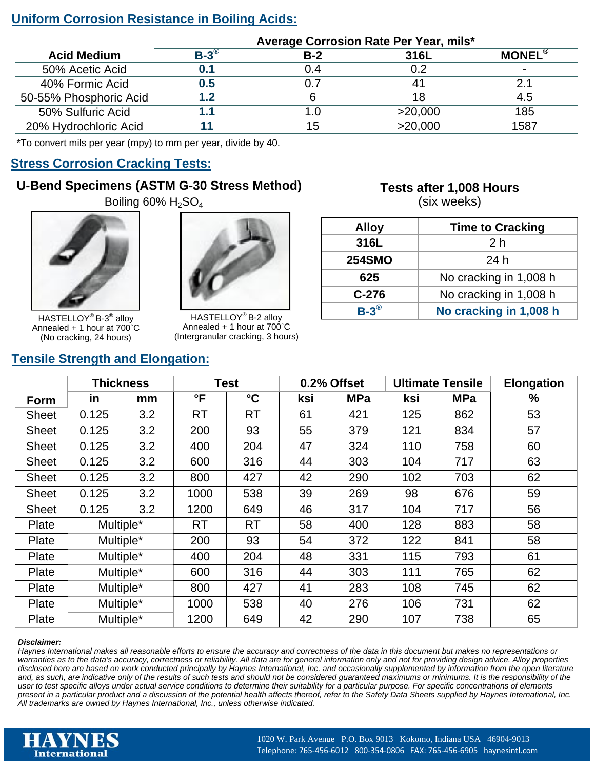## Uniform Corrosion Resistance in Boiling Acids:

| Acid Medium | Average Corrosion Rate Per Year, mils* | | | |
|---|---|---|---|---|
| | **B-3®** | **B-2** | **316L** | **MONEL®** |
| 50% Acetic Acid | **0.1** | 0.4 | 0.2 | - |
| 40% Formic Acid | **0.5** | 0.7 | 41 | 2.1 |
| 50-55% Phosphoric Acid | **1.2** | 6 | 18 | 4.5 |
| 50% Sulfuric Acid | **1.1** | 1.0 | >20,000 | 185 |
| 20% Hydrochloric Acid | **11** | 15 | >20,000 | 1587 |

*To convert mils per year (mpy) to mm per year, divide by 40.

## Stress Corrosion Cracking Tests:

### U-Bend Specimens (ASTM G-30 Stress Method)

Boiling 60% $H_2SO_4$

HASTELLOY® B-3® alloy
Annealed + 1 hour at 700˚C
(No cracking, 24 hours)

HASTELLOY® B-2 alloy
Annealed + 1 hour at 700˚C
(Intergranular cracking, 3 hours)

### Tests after 1,008 Hours

(six weeks)

| Alloy | Time to Cracking |
|---|---|
| **316L** | 2 h |
| **254SMO** | 24 h |
| **625** | No cracking in 1,008 h |
| **C-276** | No cracking in 1,008 h |
| **B-3®** | **No cracking in 1,008 h** |

## Tensile Strength and Elongation:

| Form | Thickness | | Test | | 0.2% Offset | | Ultimate Tensile | | Elongation |
|---|---|---|---|---|---|---|---|---|---|
| | in | mm | °F | °C | ksi | MPa | ksi | MPa | % |
| Sheet | 0.125 | 3.2 | RT | RT | 61 | 421 | 125 | 862 | 53 |
| Sheet | 0.125 | 3.2 | 200 | 93 | 55 | 379 | 121 | 834 | 57 |
| Sheet | 0.125 | 3.2 | 400 | 204 | 47 | 324 | 110 | 758 | 60 |
| Sheet | 0.125 | 3.2 | 600 | 316 | 44 | 303 | 104 | 717 | 63 |
| Sheet | 0.125 | 3.2 | 800 | 427 | 42 | 290 | 102 | 703 | 62 |
| Sheet | 0.125 | 3.2 | 1000 | 538 | 39 | 269 | 98 | 676 | 59 |
| Sheet | 0.125 | 3.2 | 1200 | 649 | 46 | 317 | 104 | 717 | 56 |
| Plate | Multiple* | | RT | RT | 58 | 400 | 128 | 883 | 58 |
| Plate | Multiple* | | 200 | 93 | 54 | 372 | 122 | 841 | 58 |
| Plate | Multiple* | | 400 | 204 | 48 | 331 | 115 | 793 | 61 |
| Plate | Multiple* | | 600 | 316 | 44 | 303 | 111 | 765 | 62 |
| Plate | Multiple* | | 800 | 427 | 41 | 283 | 108 | 745 | 62 |
| Plate | Multiple* | | 1000 | 538 | 40 | 276 | 106 | 731 | 62 |
| Plate | Multiple* | | 1200 | 649 | 42 | 290 | 107 | 738 | 65 |

***Disclaimer:***
*Haynes International makes all reasonable efforts to ensure the accuracy and correctness of the data in this document but makes no representations or warranties as to the data's accuracy, correctness or reliability. All data are for general information only and not for providing design advice. Alloy properties disclosed here are based on work conducted principally by Haynes International, Inc. and occasionally supplemented by information from the open literature and, as such, are indicative only of the results of such tests and should not be considered guaranteed maximums or minimums. It is the responsibility of the user to test specific alloys under actual service conditions to determine their suitability for a particular purpose. For specific concentrations of elements present in a particular product and a discussion of the potential health affects thereof, refer to the Safety Data Sheets supplied by Haynes International, Inc. All trademarks are owned by Haynes International, Inc., unless otherwise indicated.*

HAYNES International

1020 W. Park Avenue P.O. Box 9013 Kokomo, Indiana USA 46904-9013
Telephone: 765-456-6012 800-354-0806 FAX: 765-456-6905 haynesintl.com